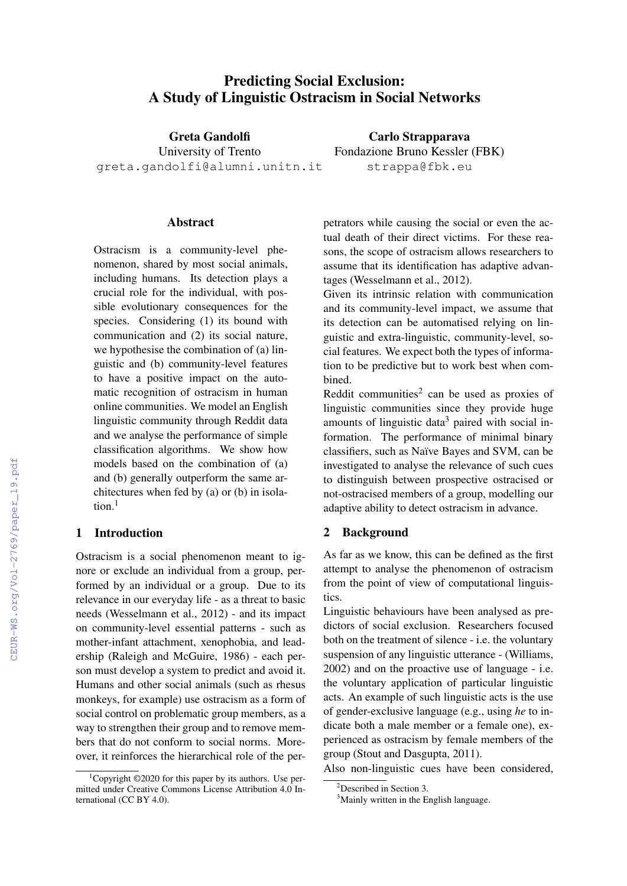# Predicting Social Exclusion: A Study of Linguistic Ostracism in Social Networks

**Greta Gandolfi**
University of Trento
greta.gandolfi@alumni.unitn.it

**Carlo Strapparava**
Fondazione Bruno Kessler (FBK)
strappa@fbk.eu

## Abstract

Ostracism is a community-level phenomenon, shared by most social animals, including humans. Its detection plays a crucial role for the individual, with possible evolutionary consequences for the species. Considering (1) its bound with communication and (2) its social nature, we hypothesise the combination of (a) linguistic and (b) community-level features to have a positive impact on the automatic recognition of ostracism in human online communities. We model an English linguistic community through Reddit data and we analyse the performance of simple classification algorithms. We show how models based on the combination of (a) and (b) generally outperform the same architectures when fed by (a) or (b) in isolation.[1]

## 1 Introduction

Ostracism is a social phenomenon meant to ignore or exclude an individual from a group, performed by an individual or a group. Due to its relevance in our everyday life - as a threat to basic needs (Wesselmann et al., 2012) - and its impact on community-level essential patterns - such as mother-infant attachment, xenophobia, and leadership (Raleigh and McGuire, 1986) - each person must develop a system to predict and avoid it. Humans and other social animals (such as rhesus monkeys, for example) use ostracism as a form of social control on problematic group members, as a way to strengthen their group and to remove members that do not conform to social norms. Moreover, it reinforces the hierarchical role of the perpetrators while causing the social or even the actual death of their direct victims. For these reasons, the scope of ostracism allows researchers to assume that its identification has adaptive advantages (Wesselmann et al., 2012).

Given its intrinsic relation with communication and its community-level impact, we assume that its detection can be automatised relying on linguistic and extra-linguistic, community-level, social features. We expect both the types of information to be predictive but to work best when combined.

Reddit communities[2] can be used as proxies of linguistic communities since they provide huge amounts of linguistic data[3] paired with social information. The performance of minimal binary classifiers, such as Naïve Bayes and SVM, can be investigated to analyse the relevance of such cues to distinguish between prospective ostracised or not-ostracised members of a group, modelling our adaptive ability to detect ostracism in advance.

## 2 Background

As far as we know, this can be defined as the first attempt to analyse the phenomenon of ostracism from the point of view of computational linguistics.

Linguistic behaviours have been analysed as predictors of social exclusion. Researchers focused both on the treatment of silence - i.e. the voluntary suspension of any linguistic utterance - (Williams, 2002) and on the proactive use of language - i.e. the voluntary application of particular linguistic acts. An example of such linguistic acts is the use of gender-exclusive language (e.g., using *he* to indicate both a male member or a female one), experienced as ostracism by female members of the group (Stout and Dasgupta, 2011).

Also non-linguistic cues have been considered,

[1] Copyright ©2020 for this paper by its authors. Use permitted under Creative Commons License Attribution 4.0 International (CC BY 4.0).

[2] Described in Section 3.

[3] Mainly written in the English language.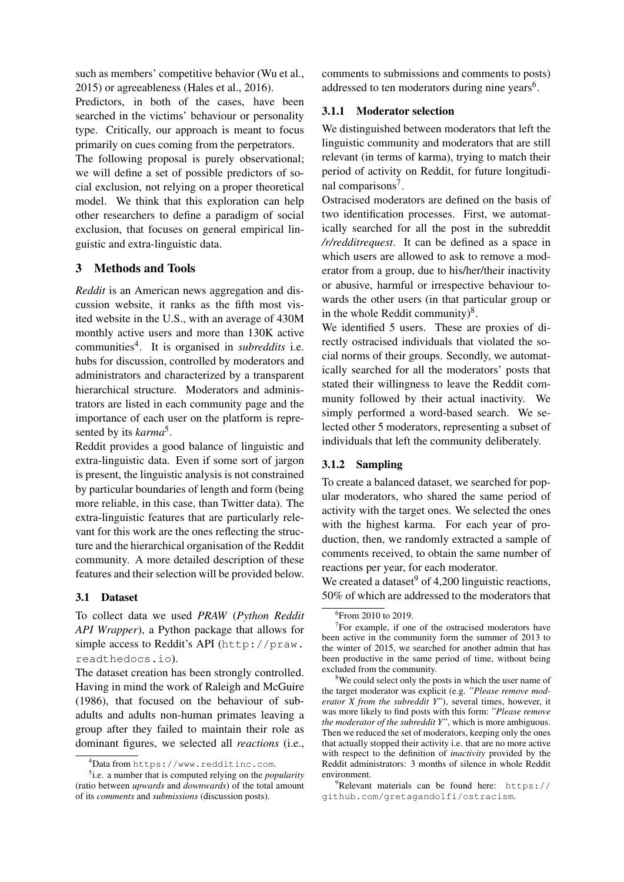such as members' competitive behavior (Wu et al., 2015) or agreeableness (Hales et al., 2016).

Predictors, in both of the cases, have been searched in the victims' behaviour or personality type. Critically, our approach is meant to focus primarily on cues coming from the perpetrators.

The following proposal is purely observational; we will define a set of possible predictors of social exclusion, not relying on a proper theoretical model. We think that this exploration can help other researchers to define a paradigm of social exclusion, that focuses on general empirical linguistic and extra-linguistic data.

## 3 Methods and Tools

*Reddit* is an American news aggregation and discussion website, it ranks as the fifth most visited website in the U.S., with an average of 430M monthly active users and more than 130K active communities[4]. It is organised in *subreddits* i.e. hubs for discussion, controlled by moderators and administrators and characterized by a transparent hierarchical structure. Moderators and administrators are listed in each community page and the importance of each user on the platform is represented by its *karma*[5].

Reddit provides a good balance of linguistic and extra-linguistic data. Even if some sort of jargon is present, the linguistic analysis is not constrained by particular boundaries of length and form (being more reliable, in this case, than Twitter data). The extra-linguistic features that are particularly relevant for this work are the ones reflecting the structure and the hierarchical organisation of the Reddit community. A more detailed description of these features and their selection will be provided below.

### 3.1 Dataset

To collect data we used *PRAW* (*Python Reddit API Wrapper*), a Python package that allows for simple access to Reddit's API (http://praw.readthedocs.io).

The dataset creation has been strongly controlled. Having in mind the work of Raleigh and McGuire (1986), that focused on the behaviour of subadults and adults non-human primates leaving a group after they failed to maintain their role as dominant figures, we selected all *reactions* (i.e., comments to submissions and comments to posts) addressed to ten moderators during nine years[6].

#### 3.1.1 Moderator selection

We distinguished between moderators that left the linguistic community and moderators that are still relevant (in terms of karma), trying to match their period of activity on Reddit, for future longitudinal comparisons[7].

Ostracised moderators are defined on the basis of two identification processes. First, we automatically searched for all the post in the subreddit */r/redditrequest*. It can be defined as a space in which users are allowed to ask to remove a moderator from a group, due to his/her/their inactivity or abusive, harmful or irrespective behaviour towards the other users (in that particular group or in the whole Reddit community)[8].

We identified 5 users. These are proxies of directly ostracised individuals that violated the social norms of their groups. Secondly, we automatically searched for all the moderators' posts that stated their willingness to leave the Reddit community followed by their actual inactivity. We simply performed a word-based search. We selected other 5 moderators, representing a subset of individuals that left the community deliberately.

#### 3.1.2 Sampling

To create a balanced dataset, we searched for popular moderators, who shared the same period of activity with the target ones. We selected the ones with the highest karma. For each year of production, then, we randomly extracted a sample of comments received, to obtain the same number of reactions per year, for each moderator.

We created a dataset[9] of 4,200 linguistic reactions, 50% of which are addressed to the moderators that

---

[4] Data from https://www.redditinc.com.

[5] i.e. a number that is computed relying on the *popularity* (ratio between *upwards* and *downwards*) of the total amount of its *comments* and *submissions* (discussion posts).

[6] From 2010 to 2019.

[7] For example, if one of the ostracised moderators have been active in the community form the summer of 2013 to the winter of 2015, we searched for another admin that has been productive in the same period of time, without being excluded from the community.

[8] We could select only the posts in which the user name of the target moderator was explicit (e.g. "*Please remove moderator X from the subreddit Y*"), several times, however, it was more likely to find posts with this form: "*Please remove the moderator of the subreddit Y*", which is more ambiguous. Then we reduced the set of moderators, keeping only the ones that actually stopped their activity i.e. that are no more active with respect to the definition of *inactivity* provided by the Reddit administrators: 3 months of silence in whole Reddit environment.

[9] Relevant materials can be found here: https://github.com/gretagandolfi/ostracism.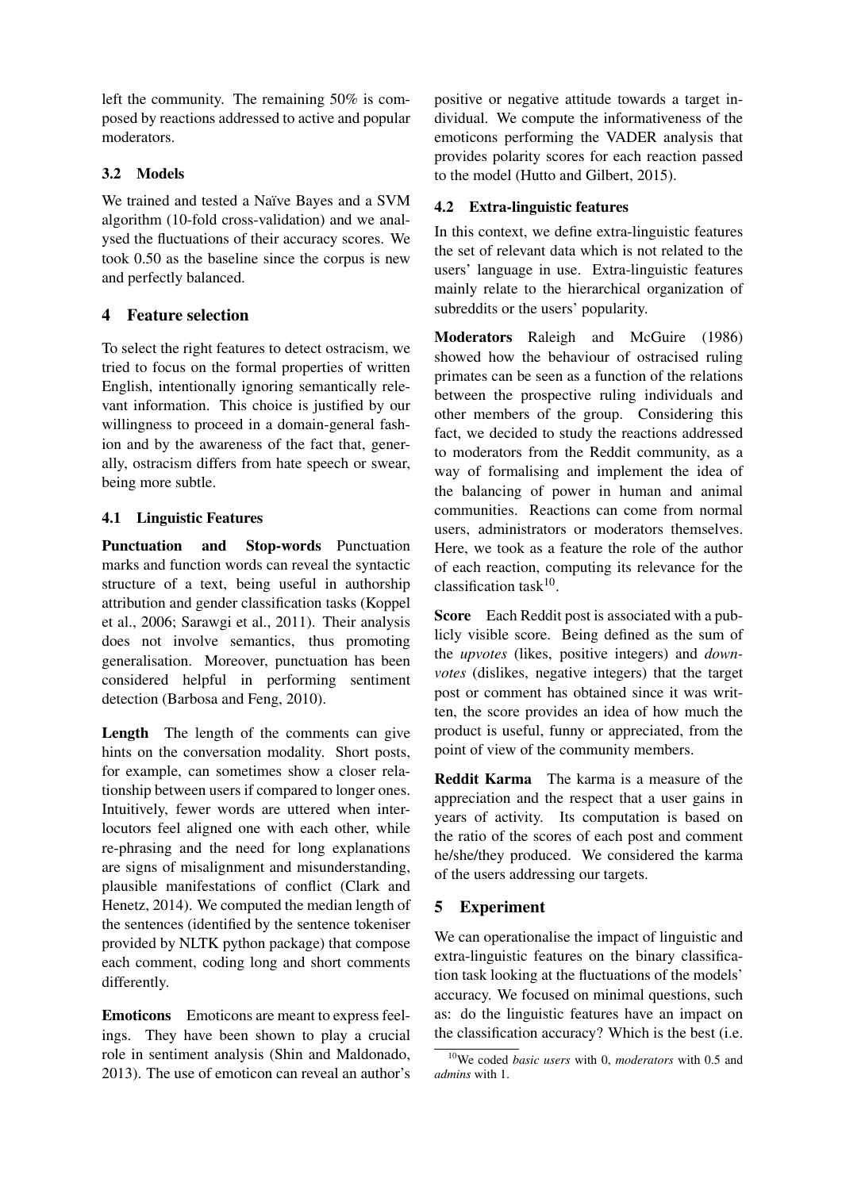left the community. The remaining 50% is composed by reactions addressed to active and popular moderators.

### 3.2 Models

We trained and tested a Naïve Bayes and a SVM algorithm (10-fold cross-validation) and we analysed the fluctuations of their accuracy scores. We took 0.50 as the baseline since the corpus is new and perfectly balanced.

## 4 Feature selection

To select the right features to detect ostracism, we tried to focus on the formal properties of written English, intentionally ignoring semantically relevant information. This choice is justified by our willingness to proceed in a domain-general fashion and by the awareness of the fact that, generally, ostracism differs from hate speech or swear, being more subtle.

### 4.1 Linguistic Features

**Punctuation and Stop-words** Punctuation marks and function words can reveal the syntactic structure of a text, being useful in authorship attribution and gender classification tasks (Koppel et al., 2006; Sarawgi et al., 2011). Their analysis does not involve semantics, thus promoting generalisation. Moreover, punctuation has been considered helpful in performing sentiment detection (Barbosa and Feng, 2010).

**Length** The length of the comments can give hints on the conversation modality. Short posts, for example, can sometimes show a closer relationship between users if compared to longer ones. Intuitively, fewer words are uttered when interlocutors feel aligned one with each other, while re-phrasing and the need for long explanations are signs of misalignment and misunderstanding, plausible manifestations of conflict (Clark and Henetz, 2014). We computed the median length of the sentences (identified by the sentence tokeniser provided by NLTK python package) that compose each comment, coding long and short comments differently.

**Emoticons** Emoticons are meant to express feelings. They have been shown to play a crucial role in sentiment analysis (Shin and Maldonado, 2013). The use of emoticon can reveal an author's positive or negative attitude towards a target individual. We compute the informativeness of the emoticons performing the VADER analysis that provides polarity scores for each reaction passed to the model (Hutto and Gilbert, 2015).

### 4.2 Extra-linguistic features

In this context, we define extra-linguistic features the set of relevant data which is not related to the users' language in use. Extra-linguistic features mainly relate to the hierarchical organization of subreddits or the users' popularity.

**Moderators** Raleigh and McGuire (1986) showed how the behaviour of ostracised ruling primates can be seen as a function of the relations between the prospective ruling individuals and other members of the group. Considering this fact, we decided to study the reactions addressed to moderators from the Reddit community, as a way of formalising and implement the idea of the balancing of power in human and animal communities. Reactions can come from normal users, administrators or moderators themselves. Here, we took as a feature the role of the author of each reaction, computing its relevance for the classification task[10].

**Score** Each Reddit post is associated with a publicly visible score. Being defined as the sum of the *upvotes* (likes, positive integers) and *downvotes* (dislikes, negative integers) that the target post or comment has obtained since it was written, the score provides an idea of how much the product is useful, funny or appreciated, from the point of view of the community members.

**Reddit Karma** The karma is a measure of the appreciation and the respect that a user gains in years of activity. Its computation is based on the ratio of the scores of each post and comment he/she/they produced. We considered the karma of the users addressing our targets.

## 5 Experiment

We can operationalise the impact of linguistic and extra-linguistic features on the binary classification task looking at the fluctuations of the models' accuracy. We focused on minimal questions, such as: do the linguistic features have an impact on the classification accuracy? Which is the best (i.e.

[10] We coded *basic users* with 0, *moderators* with 0.5 and *admins* with 1.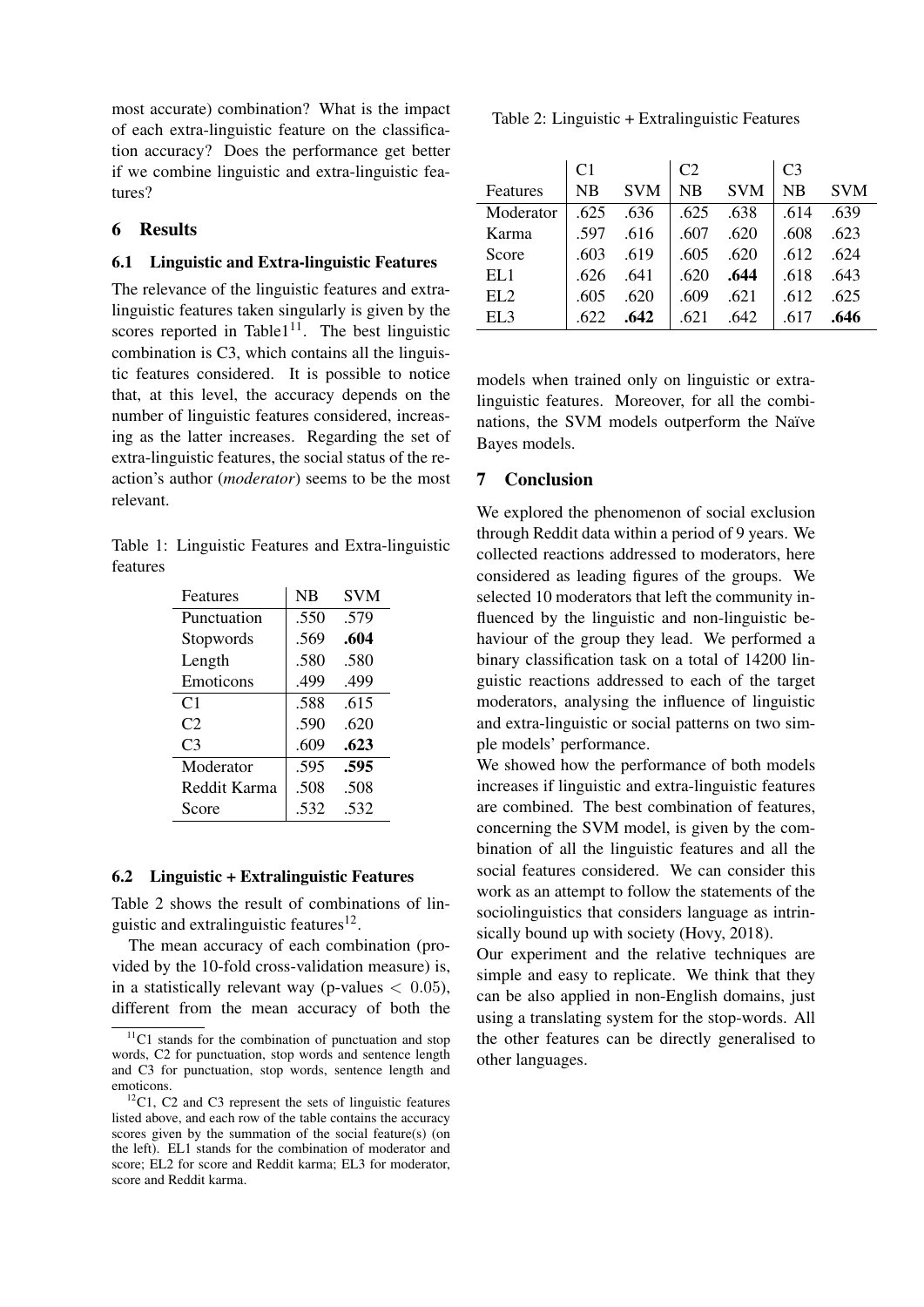most accurate) combination? What is the impact of each extra-linguistic feature on the classification accuracy? Does the performance get better if we combine linguistic and extra-linguistic features?

## 6 Results

### 6.1 Linguistic and Extra-linguistic Features

The relevance of the linguistic features and extra-linguistic features taken singularly is given by the scores reported in Table1[11]. The best linguistic combination is C3, which contains all the linguistic features considered. It is possible to notice that, at this level, the accuracy depends on the number of linguistic features considered, increasing as the latter increases. Regarding the set of extra-linguistic features, the social status of the reaction's author (*moderator*) seems to be the most relevant.

Table 1: Linguistic Features and Extra-linguistic features

| Features | NB | SVM |
|---|---|---|
| Punctuation | .550 | .579 |
| Stopwords | .569 | **.604** |
| Length | .580 | .580 |
| Emoticons | .499 | .499 |
| C1 | .588 | .615 |
| C2 | .590 | .620 |
| C3 | .609 | **.623** |
| Moderator | .595 | **.595** |
| Reddit Karma | .508 | .508 |
| Score | .532 | .532 |

### 6.2 Linguistic + Extralinguistic Features

Table 2 shows the result of combinations of linguistic and extralinguistic features[12].

The mean accuracy of each combination (provided by the 10-fold cross-validation measure) is, in a statistically relevant way (p-values $< 0.05$), different from the mean accuracy of both the models when trained only on linguistic or extra-linguistic features. Moreover, for all the combinations, the SVM models outperform the Naïve Bayes models.

Table 2: Linguistic + Extralinguistic Features

| | C1 | | C2 | | C3 | |
|---|---|---|---|---|---|---|
| Features | NB | SVM | NB | SVM | NB | SVM |
| Moderator | .625 | .636 | .625 | .638 | .614 | .639 |
| Karma | .597 | .616 | .607 | .620 | .608 | .623 |
| Score | .603 | .619 | .605 | .620 | .612 | .624 |
| EL1 | .626 | .641 | .620 | **.644** | .618 | .643 |
| EL2 | .605 | .620 | .609 | .621 | .612 | .625 |
| EL3 | .622 | **.642** | .621 | .642 | .617 | **.646** |

## 7 Conclusion

We explored the phenomenon of social exclusion through Reddit data within a period of 9 years. We collected reactions addressed to moderators, here considered as leading figures of the groups. We selected 10 moderators that left the community influenced by the linguistic and non-linguistic behaviour of the group they lead. We performed a binary classification task on a total of 14200 linguistic reactions addressed to each of the target moderators, analysing the influence of linguistic and extra-linguistic or social patterns on two simple models' performance.

We showed how the performance of both models increases if linguistic and extra-linguistic features are combined. The best combination of features, concerning the SVM model, is given by the combination of all the linguistic features and all the social features considered. We can consider this work as an attempt to follow the statements of the sociolinguistics that considers language as intrinsically bound up with society (Hovy, 2018).

Our experiment and the relative techniques are simple and easy to replicate. We think that they can be also applied in non-English domains, just using a translating system for the stop-words. All the other features can be directly generalised to other languages.

[11] C1 stands for the combination of punctuation and stop words, C2 for punctuation, stop words and sentence length and C3 for punctuation, stop words, sentence length and emoticons.

[12] C1, C2 and C3 represent the sets of linguistic features listed above, and each row of the table contains the accuracy scores given by the summation of the social feature(s) (on the left). EL1 stands for the combination of moderator and score; EL2 for score and Reddit karma; EL3 for moderator, score and Reddit karma.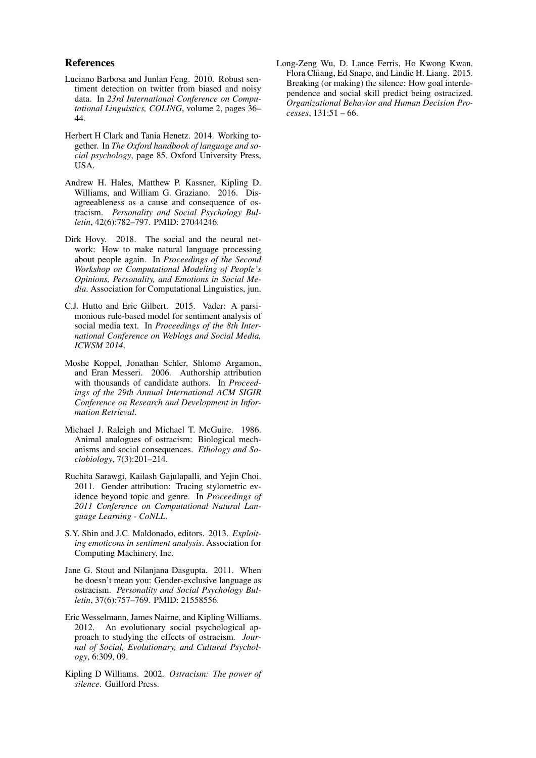## References

Luciano Barbosa and Junlan Feng. 2010. Robust sentiment detection on twitter from biased and noisy data. In *23rd International Conference on Computational Linguistics, COLING*, volume 2, pages 36–44.

Herbert H Clark and Tania Henetz. 2014. Working together. In *The Oxford handbook of language and social psychology*, page 85. Oxford University Press, USA.

Andrew H. Hales, Matthew P. Kassner, Kipling D. Williams, and William G. Graziano. 2016. Disagreeableness as a cause and consequence of ostracism. *Personality and Social Psychology Bulletin*, 42(6):782–797. PMID: 27044246.

Dirk Hovy. 2018. The social and the neural network: How to make natural language processing about people again. In *Proceedings of the Second Workshop on Computational Modeling of People's Opinions, Personality, and Emotions in Social Media*. Association for Computational Linguistics, jun.

C.J. Hutto and Eric Gilbert. 2015. Vader: A parsimonious rule-based model for sentiment analysis of social media text. In *Proceedings of the 8th International Conference on Weblogs and Social Media, ICWSM 2014*.

Moshe Koppel, Jonathan Schler, Shlomo Argamon, and Eran Messeri. 2006. Authorship attribution with thousands of candidate authors. In *Proceedings of the 29th Annual International ACM SIGIR Conference on Research and Development in Information Retrieval*.

Michael J. Raleigh and Michael T. McGuire. 1986. Animal analogues of ostracism: Biological mechanisms and social consequences. *Ethology and Sociobiology*, 7(3):201–214.

Ruchita Sarawgi, Kailash Gajulapalli, and Yejin Choi. 2011. Gender attribution: Tracing stylometric evidence beyond topic and genre. In *Proceedings of 2011 Conference on Computational Natural Language Learning - CoNLL*.

S.Y. Shin and J.C. Maldonado, editors. 2013. *Exploiting emoticons in sentiment analysis*. Association for Computing Machinery, Inc.

Jane G. Stout and Nilanjana Dasgupta. 2011. When he doesn't mean you: Gender-exclusive language as ostracism. *Personality and Social Psychology Bulletin*, 37(6):757–769. PMID: 21558556.

Eric Wesselmann, James Nairne, and Kipling Williams. 2012. An evolutionary social psychological approach to studying the effects of ostracism. *Journal of Social, Evolutionary, and Cultural Psychology*, 6:309, 09.

Kipling D Williams. 2002. *Ostracism: The power of silence*. Guilford Press.

Long-Zeng Wu, D. Lance Ferris, Ho Kwong Kwan, Flora Chiang, Ed Snape, and Lindie H. Liang. 2015. Breaking (or making) the silence: How goal interdependence and social skill predict being ostracized. *Organizational Behavior and Human Decision Processes*, 131:51 – 66.